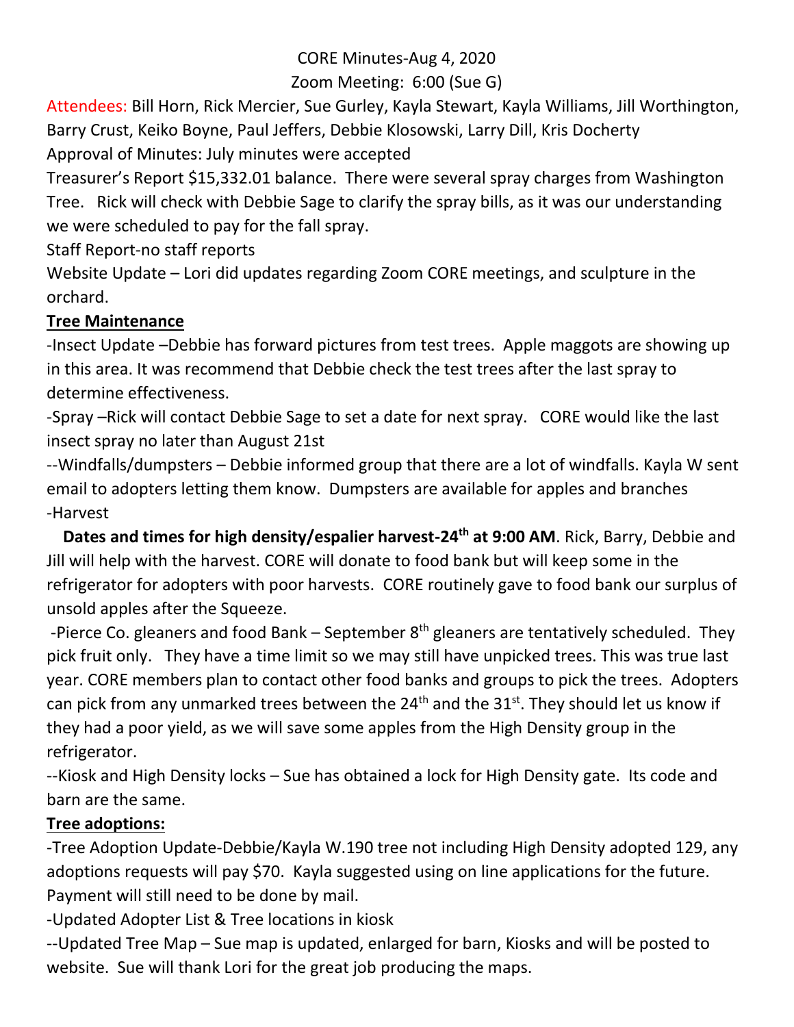CORE Minutes-Aug 4, 2020

Zoom Meeting: 6:00 (Sue G)

Attendees: Bill Horn, Rick Mercier, Sue Gurley, Kayla Stewart, Kayla Williams, Jill Worthington, Barry Crust, Keiko Boyne, Paul Jeffers, Debbie Klosowski, Larry Dill, Kris Docherty

Approval of Minutes: July minutes were accepted

Treasurer's Report $15,332.01 balance. There were several spray charges from Washington Tree. Rick will check with Debbie Sage to clarify the spray bills, as it was our understanding we were scheduled to pay for the fall spray.

Staff Report-no staff reports

Website Update – Lori did updates regarding Zoom CORE meetings, and sculpture in the orchard.

**Tree Maintenance**

-Insect Update –Debbie has forward pictures from test trees. Apple maggots are showing up in this area. It was recommend that Debbie check the test trees after the last spray to determine effectiveness.

-Spray –Rick will contact Debbie Sage to set a date for next spray. CORE would like the last insect spray no later than August 21st

--Windfalls/dumpsters – Debbie informed group that there are a lot of windfalls. Kayla W sent email to adopters letting them know. Dumpsters are available for apples and branches

-Harvest

**Dates and times for high density/espalier harvest-24th at 9:00 AM**. Rick, Barry, Debbie and Jill will help with the harvest. CORE will donate to food bank but will keep some in the refrigerator for adopters with poor harvests. CORE routinely gave to food bank our surplus of unsold apples after the Squeeze.

-Pierce Co. gleaners and food Bank – September 8th gleaners are tentatively scheduled. They pick fruit only. They have a time limit so we may still have unpicked trees. This was true last year. CORE members plan to contact other food banks and groups to pick the trees. Adopters can pick from any unmarked trees between the 24th and the 31st. They should let us know if they had a poor yield, as we will save some apples from the High Density group in the refrigerator.

--Kiosk and High Density locks – Sue has obtained a lock for High Density gate. Its code and barn are the same.

**Tree adoptions:**

-Tree Adoption Update-Debbie/Kayla W.190 tree not including High Density adopted 129, any adoptions requests will pay $70. Kayla suggested using on line applications for the future. Payment will still need to be done by mail.

-Updated Adopter List & Tree locations in kiosk

--Updated Tree Map – Sue map is updated, enlarged for barn, Kiosks and will be posted to website. Sue will thank Lori for the great job producing the maps.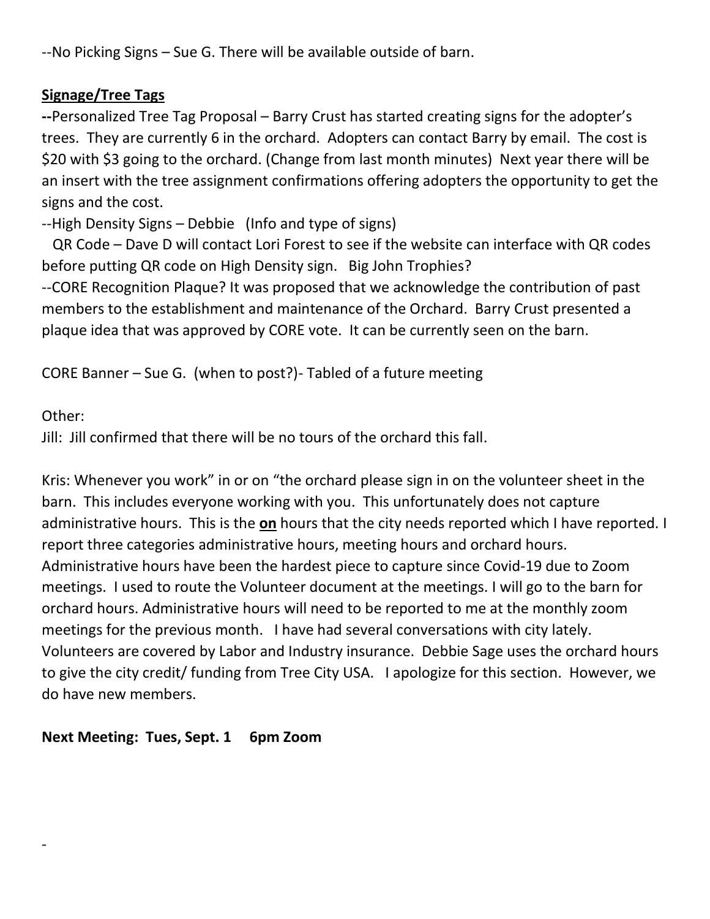--No Picking Signs – Sue G. There will be available outside of barn.

**Signage/Tree Tags**

**--**Personalized Tree Tag Proposal – Barry Crust has started creating signs for the adopter's trees. They are currently 6 in the orchard. Adopters can contact Barry by email. The cost is $20 with $3 going to the orchard. (Change from last month minutes) Next year there will be an insert with the tree assignment confirmations offering adopters the opportunity to get the signs and the cost.

--High Density Signs – Debbie (Info and type of signs)

QR Code – Dave D will contact Lori Forest to see if the website can interface with QR codes before putting QR code on High Density sign. Big John Trophies?

--CORE Recognition Plaque? It was proposed that we acknowledge the contribution of past members to the establishment and maintenance of the Orchard. Barry Crust presented a plaque idea that was approved by CORE vote. It can be currently seen on the barn.

CORE Banner – Sue G. (when to post?)- Tabled of a future meeting

Other:

Jill: Jill confirmed that there will be no tours of the orchard this fall.

Kris: Whenever you work" in or on "the orchard please sign in on the volunteer sheet in the barn. This includes everyone working with you. This unfortunately does not capture administrative hours. This is the **<u>on</u>** hours that the city needs reported which I have reported. I report three categories administrative hours, meeting hours and orchard hours. Administrative hours have been the hardest piece to capture since Covid-19 due to Zoom meetings. I used to route the Volunteer document at the meetings. I will go to the barn for orchard hours. Administrative hours will need to be reported to me at the monthly zoom meetings for the previous month. I have had several conversations with city lately. Volunteers are covered by Labor and Industry insurance. Debbie Sage uses the orchard hours to give the city credit/ funding from Tree City USA. I apologize for this section. However, we do have new members.

**Next Meeting: Tues, Sept. 1 6pm Zoom**

-